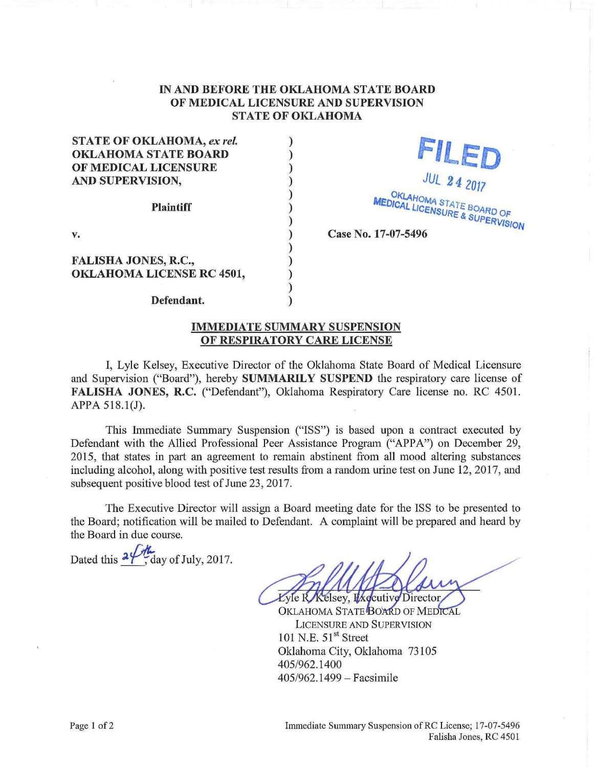# IN AND BEFORE THE OKLAHOMA STATE BOARD OF MEDICAL LICENSURE AND SUPERVISION STATE OF OKLAHOMA

**STATE OF OKLAHOMA, *ex rel.* OKLAHOMA STATE BOARD OF MEDICAL LICENSURE AND SUPERVISION,**

**Plaintiff**

v.

**FALISHA JONES, R.C., OKLAHOMA LICENSE RC 4501,**

**Defendant.**

FILED
JUL 24 2017
OKLAHOMA STATE BOARD OF MEDICAL LICENSURE & SUPERVISION

**Case No. 17-07-5496**

## IMMEDIATE SUMMARY SUSPENSION OF RESPIRATORY CARE LICENSE

I, Lyle Kelsey, Executive Director of the Oklahoma State Board of Medical Licensure and Supervision ("Board"), hereby **SUMMARILY SUSPEND** the respiratory care license of **FALISHA JONES, R.C.** ("Defendant"), Oklahoma Respiratory Care license no. RC 4501. APPA 518.1(J).

This Immediate Summary Suspension ("ISS") is based upon a contract executed by Defendant with the Allied Professional Peer Assistance Program ("APPA") on December 29, 2015, that states in part an agreement to remain abstinent from all mood altering substances including alcohol, along with positive test results from a random urine test on June 12, 2017, and subsequent positive blood test of June 23, 2017.

The Executive Director will assign a Board meeting date for the ISS to be presented to the Board; notification will be mailed to Defendant. A complaint will be prepared and heard by the Board in due course.

Dated this 24th day of July, 2017.

Lyle R. Kelsey, Executive Director
OKLAHOMA STATE BOARD OF MEDICAL LICENSURE AND SUPERVISION
101 N.E. 51st Street
Oklahoma City, Oklahoma 73105
405/962.1400
405/962.1499 – Facsimile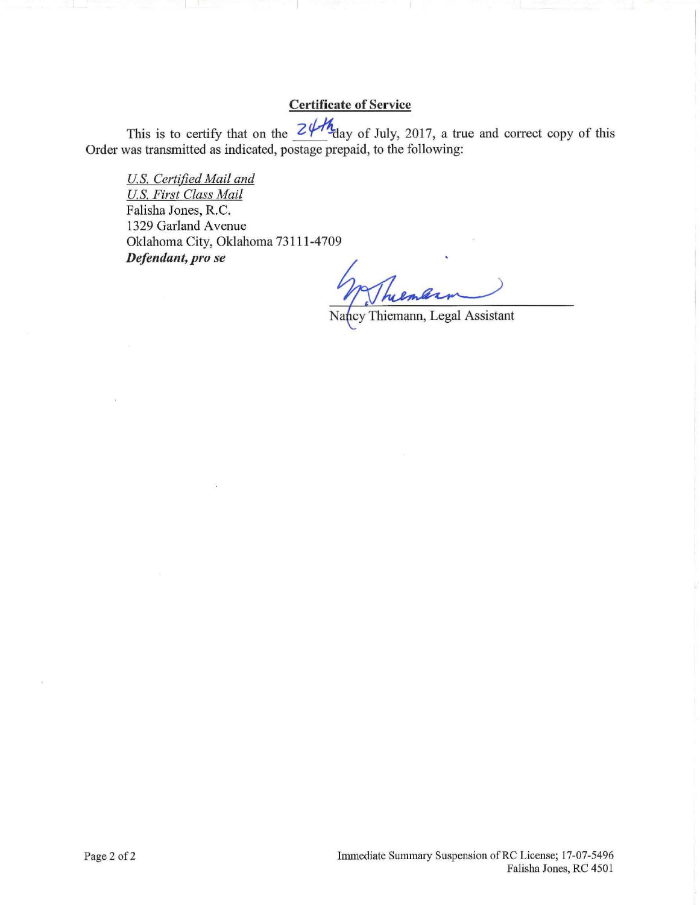**Certificate of Service**

This is to certify that on the 24th day of July, 2017, a true and correct copy of this Order was transmitted as indicated, postage prepaid, to the following:

*U.S. Certified Mail and*
*U.S. First Class Mail*
Falisha Jones, R.C.
1329 Garland Avenue
Oklahoma City, Oklahoma 73111-4709
***Defendant, pro se***

Nancy Thiemann, Legal Assistant

Immediate Summary Suspension of RC License; 17-07-5496
Falisha Jones, RC 4501